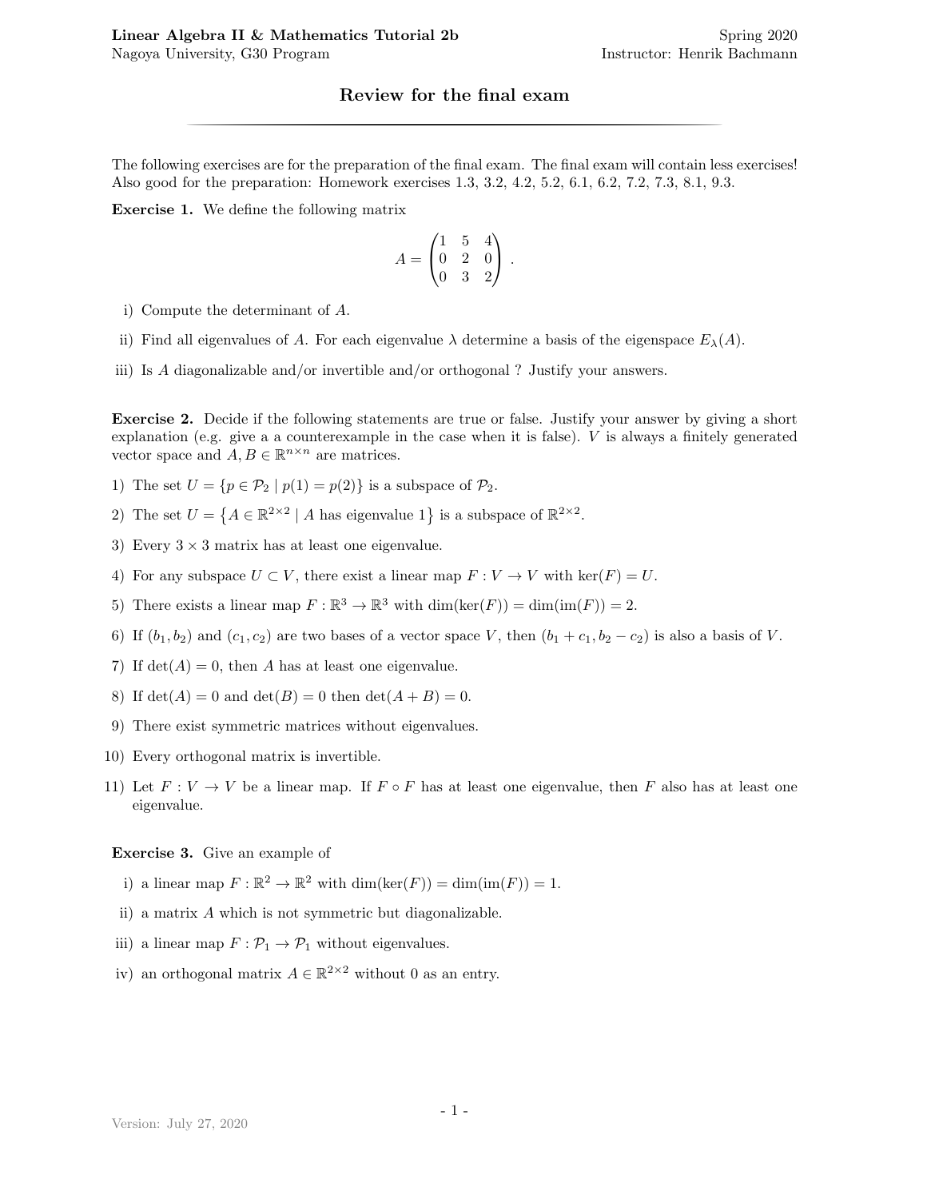**Linear Algebra II & Mathematics Tutorial 2b** — Spring 2020

Nagoya University, G30 Program — Instructor: Henrik Bachmann

# Review for the final exam

The following exercises are for the preparation of the final exam. The final exam will contain less exercises! Also good for the preparation: Homework exercises 1.3, 3.2, 4.2, 5.2, 6.1, 6.2, 7.2, 7.3, 8.1, 9.3.

**Exercise 1.** We define the following matrix

$$A = \begin{pmatrix} 1 & 5 & 4 \\ 0 & 2 & 0 \\ 0 & 3 & 2 \end{pmatrix}.$$

i) Compute the determinant of $A$.

ii) Find all eigenvalues of $A$. For each eigenvalue $\lambda$ determine a basis of the eigenspace $E_\lambda(A)$.

iii) Is $A$ diagonalizable and/or invertible and/or orthogonal ? Justify your answers.

**Exercise 2.** Decide if the following statements are true or false. Justify your answer by giving a short explanation (e.g. give a a counterexample in the case when it is false). $V$ is always a finitely generated vector space and $A, B \in \mathbb{R}^{n\times n}$ are matrices.

1) The set $U = \{p \in \mathcal{P}_2 \mid p(1) = p(2)\}$ is a subspace of $\mathcal{P}_2$.
2) The set $U = \{A \in \mathbb{R}^{2\times 2} \mid A \text{ has eigenvalue } 1\}$ is a subspace of $\mathbb{R}^{2\times 2}$.
3) Every $3 \times 3$ matrix has at least one eigenvalue.
4) For any subspace $U \subset V$, there exist a linear map $F : V \to V$ with $\ker(F) = U$.
5) There exists a linear map $F : \mathbb{R}^3 \to \mathbb{R}^3$ with $\dim(\ker(F)) = \dim(\operatorname{im}(F)) = 2$.
6) If $(b_1, b_2)$ and $(c_1, c_2)$ are two bases of a vector space $V$, then $(b_1 + c_1, b_2 - c_2)$ is also a basis of $V$.
7) If $\det(A) = 0$, then $A$ has at least one eigenvalue.
8) If $\det(A) = 0$ and $\det(B) = 0$ then $\det(A + B) = 0$.
9) There exist symmetric matrices without eigenvalues.
10) Every orthogonal matrix is invertible.
11) Let $F : V \to V$ be a linear map. If $F \circ F$ has at least one eigenvalue, then $F$ also has at least one eigenvalue.

**Exercise 3.** Give an example of

i) a linear map $F : \mathbb{R}^2 \to \mathbb{R}^2$ with $\dim(\ker(F)) = \dim(\operatorname{im}(F)) = 1$.

ii) a matrix $A$ which is not symmetric but diagonalizable.

iii) a linear map $F : \mathcal{P}_1 \to \mathcal{P}_1$ without eigenvalues.

iv) an orthogonal matrix $A \in \mathbb{R}^{2\times 2}$ without 0 as an entry.

Version: July 27, 2020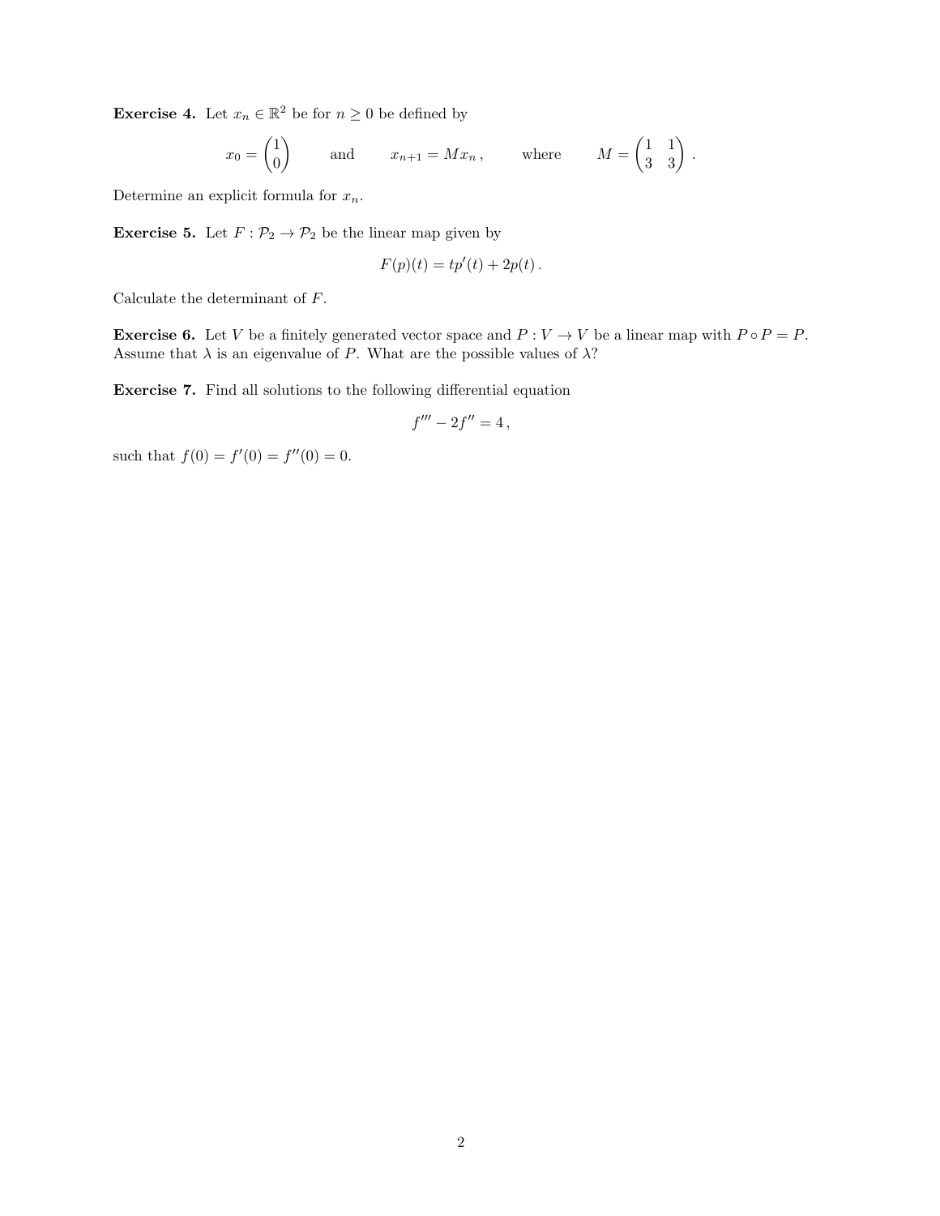**Exercise 4.** Let $x_n \in \mathbb{R}^2$ be for $n \geq 0$ be defined by

$$x_0 = \begin{pmatrix} 1 \\ 0 \end{pmatrix} \qquad \text{and} \qquad x_{n+1} = Mx_n \,, \qquad \text{where} \qquad M = \begin{pmatrix} 1 & 1 \\ 3 & 3 \end{pmatrix} .$$

Determine an explicit formula for $x_n$.

**Exercise 5.** Let $F : \mathcal{P}_2 \to \mathcal{P}_2$ be the linear map given by

$$F(p)(t) = tp'(t) + 2p(t) \,.$$

Calculate the determinant of $F$.

**Exercise 6.** Let $V$ be a finitely generated vector space and $P : V \to V$ be a linear map with $P \circ P = P$. Assume that $\lambda$ is an eigenvalue of $P$. What are the possible values of $\lambda$?

**Exercise 7.** Find all solutions to the following differential equation

$$f''' - 2f'' = 4 \,,$$

such that $f(0) = f'(0) = f''(0) = 0$.